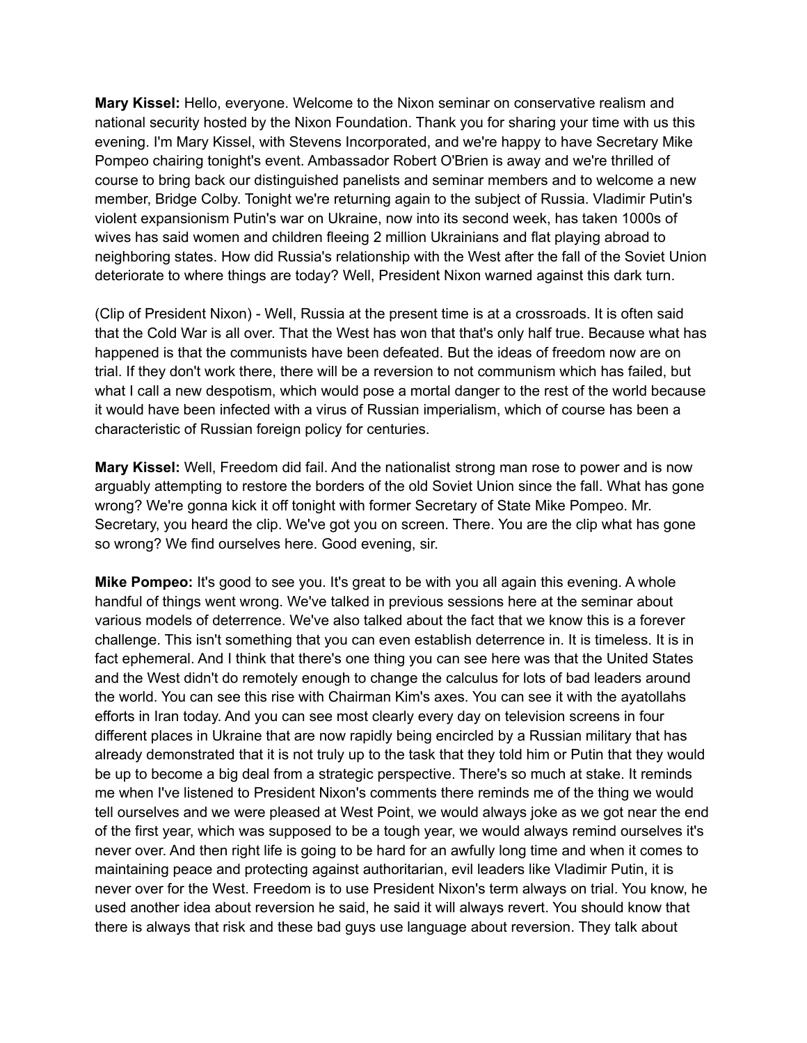**Mary Kissel:** Hello, everyone. Welcome to the Nixon seminar on conservative realism and national security hosted by the Nixon Foundation. Thank you for sharing your time with us this evening. I'm Mary Kissel, with Stevens Incorporated, and we're happy to have Secretary Mike Pompeo chairing tonight's event. Ambassador Robert O'Brien is away and we're thrilled of course to bring back our distinguished panelists and seminar members and to welcome a new member, Bridge Colby. Tonight we're returning again to the subject of Russia. Vladimir Putin's violent expansionism Putin's war on Ukraine, now into its second week, has taken 1000s of wives has said women and children fleeing 2 million Ukrainians and flat playing abroad to neighboring states. How did Russia's relationship with the West after the fall of the Soviet Union deteriorate to where things are today? Well, President Nixon warned against this dark turn.

(Clip of President Nixon) - Well, Russia at the present time is at a crossroads. It is often said that the Cold War is all over. That the West has won that that's only half true. Because what has happened is that the communists have been defeated. But the ideas of freedom now are on trial. If they don't work there, there will be a reversion to not communism which has failed, but what I call a new despotism, which would pose a mortal danger to the rest of the world because it would have been infected with a virus of Russian imperialism, which of course has been a characteristic of Russian foreign policy for centuries.

**Mary Kissel:** Well, Freedom did fail. And the nationalist strong man rose to power and is now arguably attempting to restore the borders of the old Soviet Union since the fall. What has gone wrong? We're gonna kick it off tonight with former Secretary of State Mike Pompeo. Mr. Secretary, you heard the clip. We've got you on screen. There. You are the clip what has gone so wrong? We find ourselves here. Good evening, sir.

**Mike Pompeo:** It's good to see you. It's great to be with you all again this evening. A whole handful of things went wrong. We've talked in previous sessions here at the seminar about various models of deterrence. We've also talked about the fact that we know this is a forever challenge. This isn't something that you can even establish deterrence in. It is timeless. It is in fact ephemeral. And I think that there's one thing you can see here was that the United States and the West didn't do remotely enough to change the calculus for lots of bad leaders around the world. You can see this rise with Chairman Kim's axes. You can see it with the ayatollahs efforts in Iran today. And you can see most clearly every day on television screens in four different places in Ukraine that are now rapidly being encircled by a Russian military that has already demonstrated that it is not truly up to the task that they told him or Putin that they would be up to become a big deal from a strategic perspective. There's so much at stake. It reminds me when I've listened to President Nixon's comments there reminds me of the thing we would tell ourselves and we were pleased at West Point, we would always joke as we got near the end of the first year, which was supposed to be a tough year, we would always remind ourselves it's never over. And then right life is going to be hard for an awfully long time and when it comes to maintaining peace and protecting against authoritarian, evil leaders like Vladimir Putin, it is never over for the West. Freedom is to use President Nixon's term always on trial. You know, he used another idea about reversion he said, he said it will always revert. You should know that there is always that risk and these bad guys use language about reversion. They talk about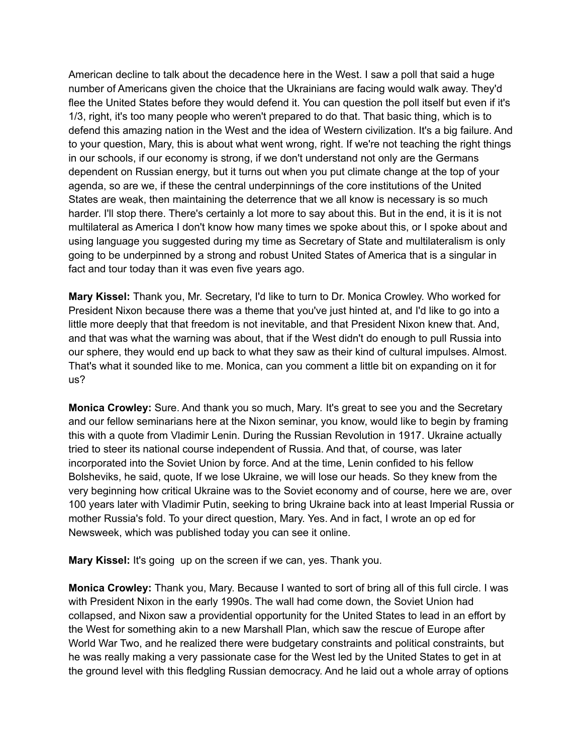American decline to talk about the decadence here in the West. I saw a poll that said a huge number of Americans given the choice that the Ukrainians are facing would walk away. They'd flee the United States before they would defend it. You can question the poll itself but even if it's 1/3, right, it's too many people who weren't prepared to do that. That basic thing, which is to defend this amazing nation in the West and the idea of Western civilization. It's a big failure. And to your question, Mary, this is about what went wrong, right. If we're not teaching the right things in our schools, if our economy is strong, if we don't understand not only are the Germans dependent on Russian energy, but it turns out when you put climate change at the top of your agenda, so are we, if these the central underpinnings of the core institutions of the United States are weak, then maintaining the deterrence that we all know is necessary is so much harder. I'll stop there. There's certainly a lot more to say about this. But in the end, it is it is it is not multilateral as America I don't know how many times we spoke about this, or I spoke about and using language you suggested during my time as Secretary of State and multilateralism is only going to be underpinned by a strong and robust United States of America that is a singular in fact and tour today than it was even five years ago.

**Mary Kissel:** Thank you, Mr. Secretary, I'd like to turn to Dr. Monica Crowley. Who worked for President Nixon because there was a theme that you've just hinted at, and I'd like to go into a little more deeply that that freedom is not inevitable, and that President Nixon knew that. And, and that was what the warning was about, that if the West didn't do enough to pull Russia into our sphere, they would end up back to what they saw as their kind of cultural impulses. Almost. That's what it sounded like to me. Monica, can you comment a little bit on expanding on it for us?

**Monica Crowley:** Sure. And thank you so much, Mary. It's great to see you and the Secretary and our fellow seminarians here at the Nixon seminar, you know, would like to begin by framing this with a quote from Vladimir Lenin. During the Russian Revolution in 1917. Ukraine actually tried to steer its national course independent of Russia. And that, of course, was later incorporated into the Soviet Union by force. And at the time, Lenin confided to his fellow Bolsheviks, he said, quote, If we lose Ukraine, we will lose our heads. So they knew from the very beginning how critical Ukraine was to the Soviet economy and of course, here we are, over 100 years later with Vladimir Putin, seeking to bring Ukraine back into at least Imperial Russia or mother Russia's fold. To your direct question, Mary. Yes. And in fact, I wrote an op ed for Newsweek, which was published today you can see it online.

**Mary Kissel:** It's going up on the screen if we can, yes. Thank you.

**Monica Crowley:** Thank you, Mary. Because I wanted to sort of bring all of this full circle. I was with President Nixon in the early 1990s. The wall had come down, the Soviet Union had collapsed, and Nixon saw a providential opportunity for the United States to lead in an effort by the West for something akin to a new Marshall Plan, which saw the rescue of Europe after World War Two, and he realized there were budgetary constraints and political constraints, but he was really making a very passionate case for the West led by the United States to get in at the ground level with this fledgling Russian democracy. And he laid out a whole array of options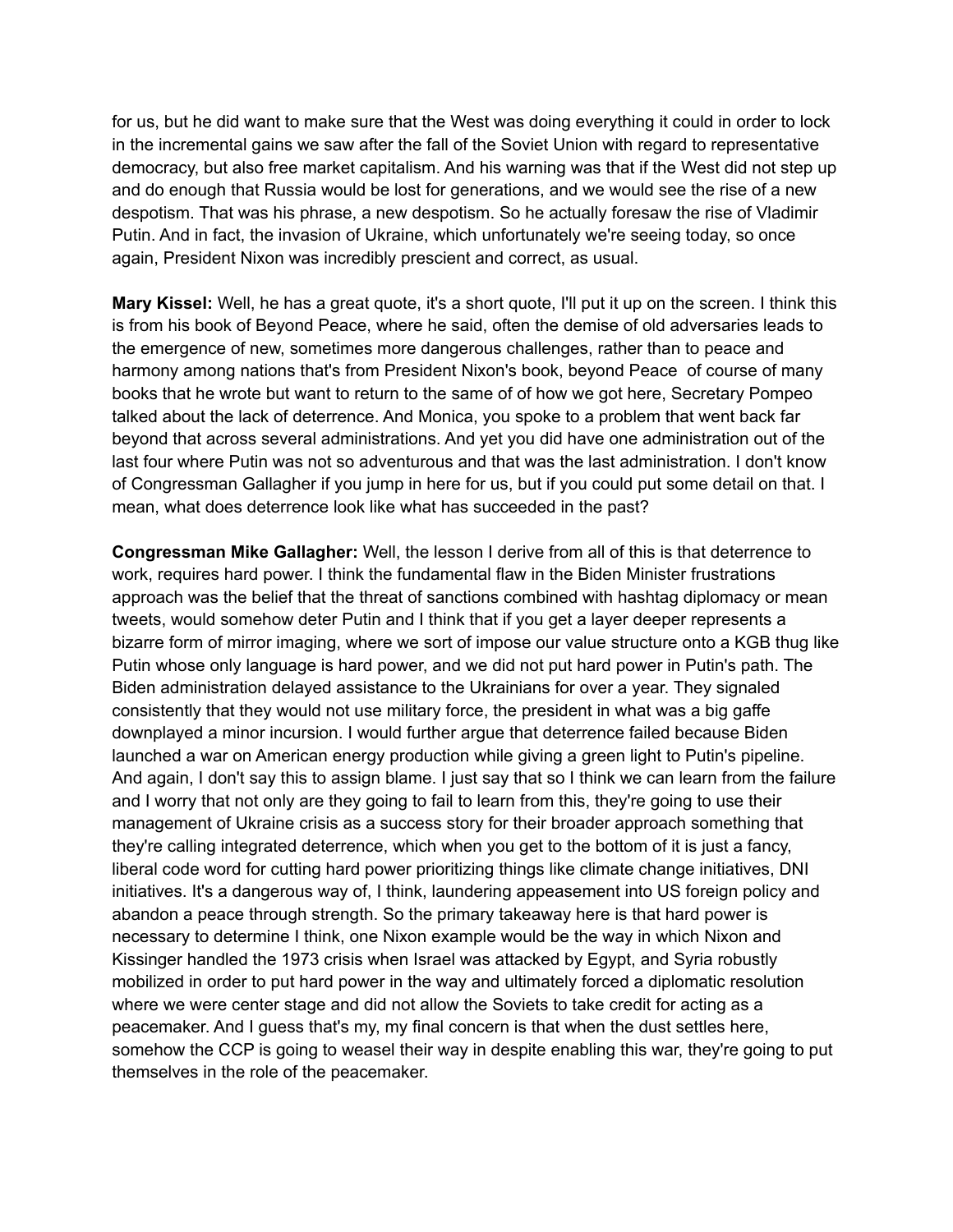for us, but he did want to make sure that the West was doing everything it could in order to lock in the incremental gains we saw after the fall of the Soviet Union with regard to representative democracy, but also free market capitalism. And his warning was that if the West did not step up and do enough that Russia would be lost for generations, and we would see the rise of a new despotism. That was his phrase, a new despotism. So he actually foresaw the rise of Vladimir Putin. And in fact, the invasion of Ukraine, which unfortunately we're seeing today, so once again, President Nixon was incredibly prescient and correct, as usual.

**Mary Kissel:** Well, he has a great quote, it's a short quote, I'll put it up on the screen. I think this is from his book of Beyond Peace, where he said, often the demise of old adversaries leads to the emergence of new, sometimes more dangerous challenges, rather than to peace and harmony among nations that's from President Nixon's book, beyond Peace  of course of many books that he wrote but want to return to the same of of how we got here, Secretary Pompeo talked about the lack of deterrence. And Monica, you spoke to a problem that went back far beyond that across several administrations. And yet you did have one administration out of the last four where Putin was not so adventurous and that was the last administration. I don't know of Congressman Gallagher if you jump in here for us, but if you could put some detail on that. I mean, what does deterrence look like what has succeeded in the past?

**Congressman Mike Gallagher:** Well, the lesson I derive from all of this is that deterrence to work, requires hard power. I think the fundamental flaw in the Biden Minister frustrations approach was the belief that the threat of sanctions combined with hashtag diplomacy or mean tweets, would somehow deter Putin and I think that if you get a layer deeper represents a bizarre form of mirror imaging, where we sort of impose our value structure onto a KGB thug like Putin whose only language is hard power, and we did not put hard power in Putin's path. The Biden administration delayed assistance to the Ukrainians for over a year. They signaled consistently that they would not use military force, the president in what was a big gaffe downplayed a minor incursion. I would further argue that deterrence failed because Biden launched a war on American energy production while giving a green light to Putin's pipeline. And again, I don't say this to assign blame. I just say that so I think we can learn from the failure and I worry that not only are they going to fail to learn from this, they're going to use their management of Ukraine crisis as a success story for their broader approach something that they're calling integrated deterrence, which when you get to the bottom of it is just a fancy, liberal code word for cutting hard power prioritizing things like climate change initiatives, DNI initiatives. It's a dangerous way of, I think, laundering appeasement into US foreign policy and abandon a peace through strength. So the primary takeaway here is that hard power is necessary to determine I think, one Nixon example would be the way in which Nixon and Kissinger handled the 1973 crisis when Israel was attacked by Egypt, and Syria robustly mobilized in order to put hard power in the way and ultimately forced a diplomatic resolution where we were center stage and did not allow the Soviets to take credit for acting as a peacemaker. And I guess that's my, my final concern is that when the dust settles here, somehow the CCP is going to weasel their way in despite enabling this war, they're going to put themselves in the role of the peacemaker.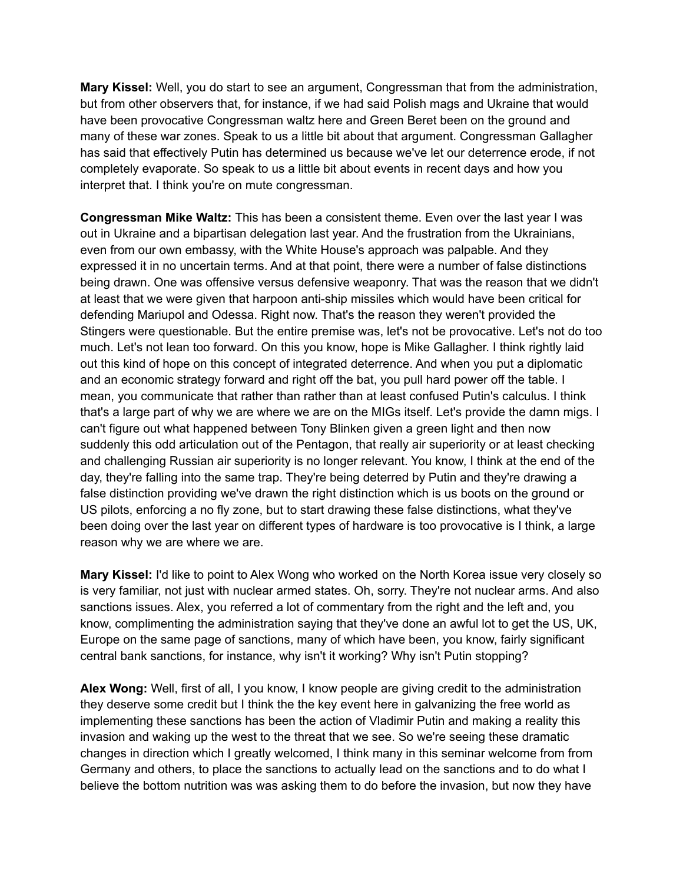**Mary Kissel:** Well, you do start to see an argument, Congressman that from the administration, but from other observers that, for instance, if we had said Polish mags and Ukraine that would have been provocative Congressman waltz here and Green Beret been on the ground and many of these war zones. Speak to us a little bit about that argument. Congressman Gallagher has said that effectively Putin has determined us because we've let our deterrence erode, if not completely evaporate. So speak to us a little bit about events in recent days and how you interpret that. I think you're on mute congressman.

**Congressman Mike Waltz:** This has been a consistent theme. Even over the last year I was out in Ukraine and a bipartisan delegation last year. And the frustration from the Ukrainians, even from our own embassy, with the White House's approach was palpable. And they expressed it in no uncertain terms. And at that point, there were a number of false distinctions being drawn. One was offensive versus defensive weaponry. That was the reason that we didn't at least that we were given that harpoon anti-ship missiles which would have been critical for defending Mariupol and Odessa. Right now. That's the reason they weren't provided the Stingers were questionable. But the entire premise was, let's not be provocative. Let's not do too much. Let's not lean too forward. On this you know, hope is Mike Gallagher. I think rightly laid out this kind of hope on this concept of integrated deterrence. And when you put a diplomatic and an economic strategy forward and right off the bat, you pull hard power off the table. I mean, you communicate that rather than rather than at least confused Putin's calculus. I think that's a large part of why we are where we are on the MIGs itself. Let's provide the damn migs. I can't figure out what happened between Tony Blinken given a green light and then now suddenly this odd articulation out of the Pentagon, that really air superiority or at least checking and challenging Russian air superiority is no longer relevant. You know, I think at the end of the day, they're falling into the same trap. They're being deterred by Putin and they're drawing a false distinction providing we've drawn the right distinction which is us boots on the ground or US pilots, enforcing a no fly zone, but to start drawing these false distinctions, what they've been doing over the last year on different types of hardware is too provocative is I think, a large reason why we are where we are.

**Mary Kissel:** I'd like to point to Alex Wong who worked on the North Korea issue very closely so is very familiar, not just with nuclear armed states. Oh, sorry. They're not nuclear arms. And also sanctions issues. Alex, you referred a lot of commentary from the right and the left and, you know, complimenting the administration saying that they've done an awful lot to get the US, UK, Europe on the same page of sanctions, many of which have been, you know, fairly significant central bank sanctions, for instance, why isn't it working? Why isn't Putin stopping?

**Alex Wong:** Well, first of all, I you know, I know people are giving credit to the administration they deserve some credit but I think the the key event here in galvanizing the free world as implementing these sanctions has been the action of Vladimir Putin and making a reality this invasion and waking up the west to the threat that we see. So we're seeing these dramatic changes in direction which I greatly welcomed, I think many in this seminar welcome from from Germany and others, to place the sanctions to actually lead on the sanctions and to do what I believe the bottom nutrition was was asking them to do before the invasion, but now they have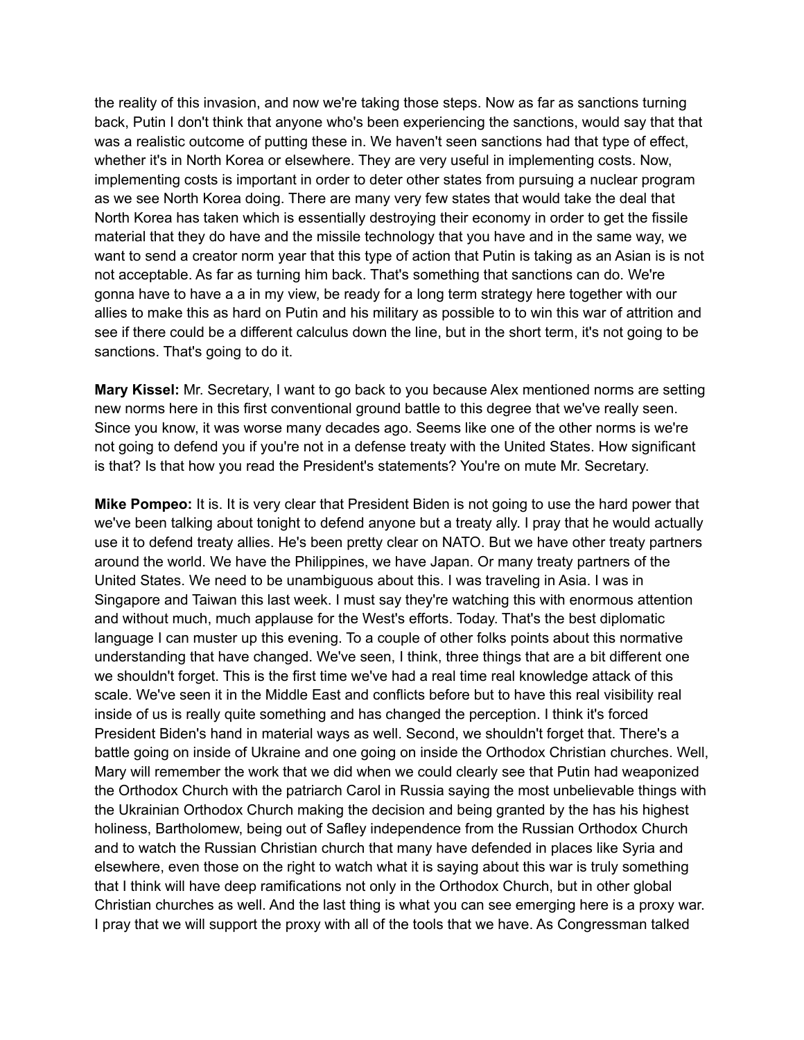the reality of this invasion, and now we're taking those steps. Now as far as sanctions turning back, Putin I don't think that anyone who's been experiencing the sanctions, would say that that was a realistic outcome of putting these in. We haven't seen sanctions had that type of effect, whether it's in North Korea or elsewhere. They are very useful in implementing costs. Now, implementing costs is important in order to deter other states from pursuing a nuclear program as we see North Korea doing. There are many very few states that would take the deal that North Korea has taken which is essentially destroying their economy in order to get the fissile material that they do have and the missile technology that you have and in the same way, we want to send a creator norm year that this type of action that Putin is taking as an Asian is is not not acceptable. As far as turning him back. That's something that sanctions can do. We're gonna have to have a a in my view, be ready for a long term strategy here together with our allies to make this as hard on Putin and his military as possible to to win this war of attrition and see if there could be a different calculus down the line, but in the short term, it's not going to be sanctions. That's going to do it.

**Mary Kissel:** Mr. Secretary, I want to go back to you because Alex mentioned norms are setting new norms here in this first conventional ground battle to this degree that we've really seen. Since you know, it was worse many decades ago. Seems like one of the other norms is we're not going to defend you if you're not in a defense treaty with the United States. How significant is that? Is that how you read the President's statements? You're on mute Mr. Secretary.

**Mike Pompeo:** It is. It is very clear that President Biden is not going to use the hard power that we've been talking about tonight to defend anyone but a treaty ally. I pray that he would actually use it to defend treaty allies. He's been pretty clear on NATO. But we have other treaty partners around the world. We have the Philippines, we have Japan. Or many treaty partners of the United States. We need to be unambiguous about this. I was traveling in Asia. I was in Singapore and Taiwan this last week. I must say they're watching this with enormous attention and without much, much applause for the West's efforts. Today. That's the best diplomatic language I can muster up this evening. To a couple of other folks points about this normative understanding that have changed. We've seen, I think, three things that are a bit different one we shouldn't forget. This is the first time we've had a real time real knowledge attack of this scale. We've seen it in the Middle East and conflicts before but to have this real visibility real inside of us is really quite something and has changed the perception. I think it's forced President Biden's hand in material ways as well. Second, we shouldn't forget that. There's a battle going on inside of Ukraine and one going on inside the Orthodox Christian churches. Well, Mary will remember the work that we did when we could clearly see that Putin had weaponized the Orthodox Church with the patriarch Carol in Russia saying the most unbelievable things with the Ukrainian Orthodox Church making the decision and being granted by the has his highest holiness, Bartholomew, being out of Safley independence from the Russian Orthodox Church and to watch the Russian Christian church that many have defended in places like Syria and elsewhere, even those on the right to watch what it is saying about this war is truly something that I think will have deep ramifications not only in the Orthodox Church, but in other global Christian churches as well. And the last thing is what you can see emerging here is a proxy war. I pray that we will support the proxy with all of the tools that we have. As Congressman talked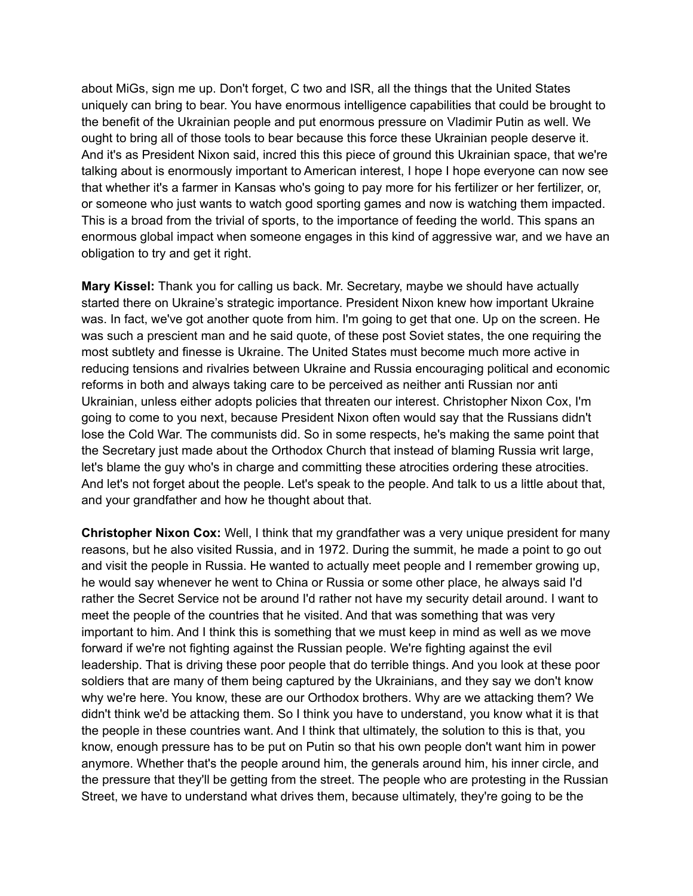about MiGs, sign me up. Don't forget, C two and ISR, all the things that the United States uniquely can bring to bear. You have enormous intelligence capabilities that could be brought to the benefit of the Ukrainian people and put enormous pressure on Vladimir Putin as well. We ought to bring all of those tools to bear because this force these Ukrainian people deserve it. And it's as President Nixon said, incred this this piece of ground this Ukrainian space, that we're talking about is enormously important to American interest, I hope I hope everyone can now see that whether it's a farmer in Kansas who's going to pay more for his fertilizer or her fertilizer, or, or someone who just wants to watch good sporting games and now is watching them impacted. This is a broad from the trivial of sports, to the importance of feeding the world. This spans an enormous global impact when someone engages in this kind of aggressive war, and we have an obligation to try and get it right.

**Mary Kissel:** Thank you for calling us back. Mr. Secretary, maybe we should have actually started there on Ukraine's strategic importance. President Nixon knew how important Ukraine was. In fact, we've got another quote from him. I'm going to get that one. Up on the screen. He was such a prescient man and he said quote, of these post Soviet states, the one requiring the most subtlety and finesse is Ukraine. The United States must become much more active in reducing tensions and rivalries between Ukraine and Russia encouraging political and economic reforms in both and always taking care to be perceived as neither anti Russian nor anti Ukrainian, unless either adopts policies that threaten our interest. Christopher Nixon Cox, I'm going to come to you next, because President Nixon often would say that the Russians didn't lose the Cold War. The communists did. So in some respects, he's making the same point that the Secretary just made about the Orthodox Church that instead of blaming Russia writ large, let's blame the guy who's in charge and committing these atrocities ordering these atrocities. And let's not forget about the people. Let's speak to the people. And talk to us a little about that, and your grandfather and how he thought about that.

**Christopher Nixon Cox:** Well, I think that my grandfather was a very unique president for many reasons, but he also visited Russia, and in 1972. During the summit, he made a point to go out and visit the people in Russia. He wanted to actually meet people and I remember growing up, he would say whenever he went to China or Russia or some other place, he always said I'd rather the Secret Service not be around I'd rather not have my security detail around. I want to meet the people of the countries that he visited. And that was something that was very important to him. And I think this is something that we must keep in mind as well as we move forward if we're not fighting against the Russian people. We're fighting against the evil leadership. That is driving these poor people that do terrible things. And you look at these poor soldiers that are many of them being captured by the Ukrainians, and they say we don't know why we're here. You know, these are our Orthodox brothers. Why are we attacking them? We didn't think we'd be attacking them. So I think you have to understand, you know what it is that the people in these countries want. And I think that ultimately, the solution to this is that, you know, enough pressure has to be put on Putin so that his own people don't want him in power anymore. Whether that's the people around him, the generals around him, his inner circle, and the pressure that they'll be getting from the street. The people who are protesting in the Russian Street, we have to understand what drives them, because ultimately, they're going to be the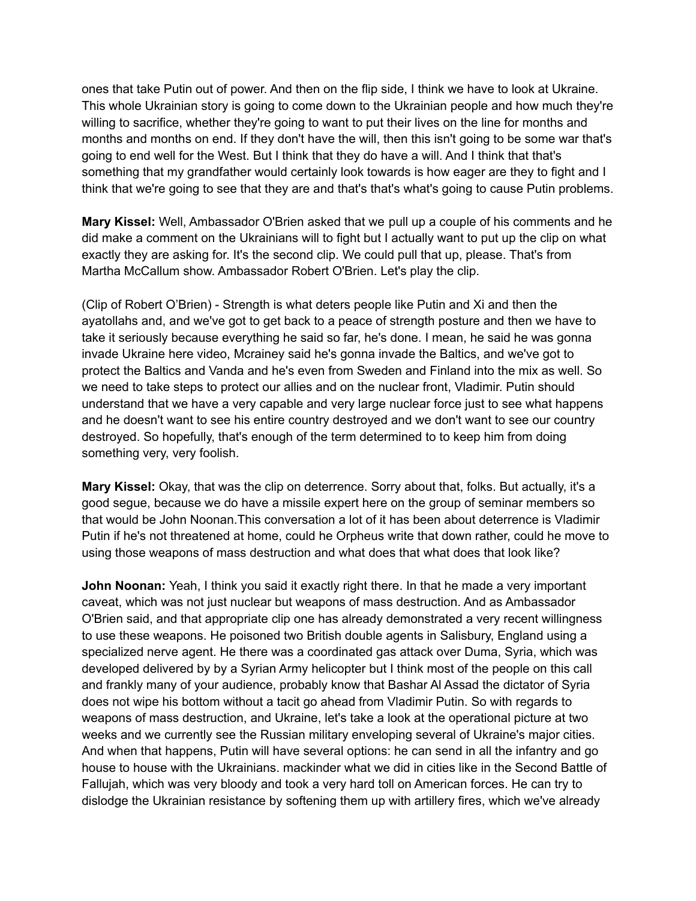ones that take Putin out of power. And then on the flip side, I think we have to look at Ukraine. This whole Ukrainian story is going to come down to the Ukrainian people and how much they're willing to sacrifice, whether they're going to want to put their lives on the line for months and months and months on end. If they don't have the will, then this isn't going to be some war that's going to end well for the West. But I think that they do have a will. And I think that that's something that my grandfather would certainly look towards is how eager are they to fight and I think that we're going to see that they are and that's that's what's going to cause Putin problems.

**Mary Kissel:** Well, Ambassador O'Brien asked that we pull up a couple of his comments and he did make a comment on the Ukrainians will to fight but I actually want to put up the clip on what exactly they are asking for. It's the second clip. We could pull that up, please. That's from Martha McCallum show. Ambassador Robert O'Brien. Let's play the clip.

(Clip of Robert O'Brien) - Strength is what deters people like Putin and Xi and then the ayatollahs and, and we've got to get back to a peace of strength posture and then we have to take it seriously because everything he said so far, he's done. I mean, he said he was gonna invade Ukraine here video, Mcrainey said he's gonna invade the Baltics, and we've got to protect the Baltics and Vanda and he's even from Sweden and Finland into the mix as well. So we need to take steps to protect our allies and on the nuclear front, Vladimir. Putin should understand that we have a very capable and very large nuclear force just to see what happens and he doesn't want to see his entire country destroyed and we don't want to see our country destroyed. So hopefully, that's enough of the term determined to to keep him from doing something very, very foolish.

**Mary Kissel:** Okay, that was the clip on deterrence. Sorry about that, folks. But actually, it's a good segue, because we do have a missile expert here on the group of seminar members so that would be John Noonan.This conversation a lot of it has been about deterrence is Vladimir Putin if he's not threatened at home, could he Orpheus write that down rather, could he move to using those weapons of mass destruction and what does that what does that look like?

**John Noonan:** Yeah, I think you said it exactly right there. In that he made a very important caveat, which was not just nuclear but weapons of mass destruction. And as Ambassador O'Brien said, and that appropriate clip one has already demonstrated a very recent willingness to use these weapons. He poisoned two British double agents in Salisbury, England using a specialized nerve agent. He there was a coordinated gas attack over Duma, Syria, which was developed delivered by by a Syrian Army helicopter but I think most of the people on this call and frankly many of your audience, probably know that Bashar Al Assad the dictator of Syria does not wipe his bottom without a tacit go ahead from Vladimir Putin. So with regards to weapons of mass destruction, and Ukraine, let's take a look at the operational picture at two weeks and we currently see the Russian military enveloping several of Ukraine's major cities. And when that happens, Putin will have several options: he can send in all the infantry and go house to house with the Ukrainians. mackinder what we did in cities like in the Second Battle of Fallujah, which was very bloody and took a very hard toll on American forces. He can try to dislodge the Ukrainian resistance by softening them up with artillery fires, which we've already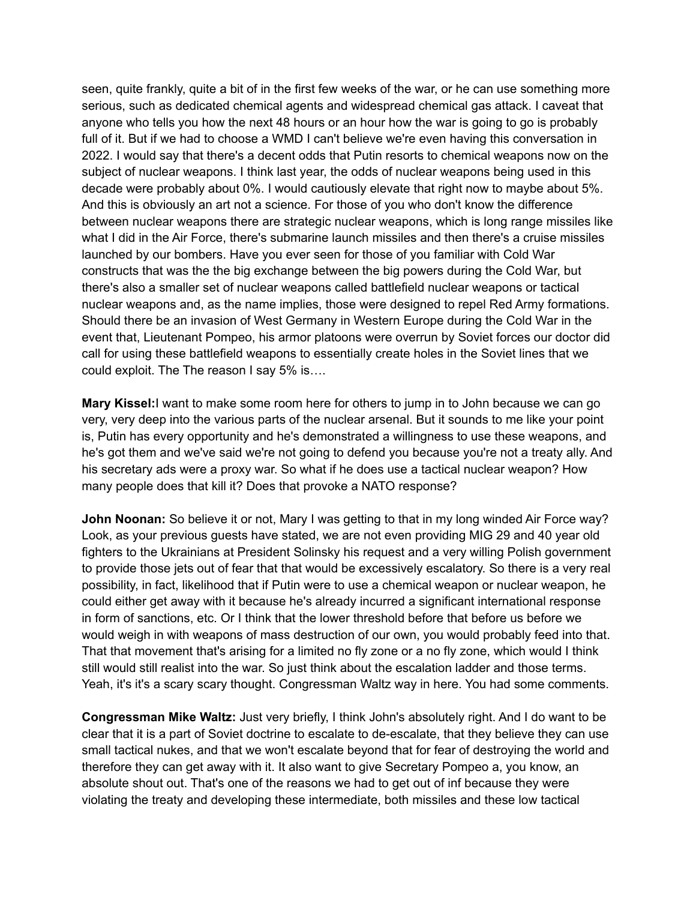seen, quite frankly, quite a bit of in the first few weeks of the war, or he can use something more serious, such as dedicated chemical agents and widespread chemical gas attack. I caveat that anyone who tells you how the next 48 hours or an hour how the war is going to go is probably full of it. But if we had to choose a WMD I can't believe we're even having this conversation in 2022. I would say that there's a decent odds that Putin resorts to chemical weapons now on the subject of nuclear weapons. I think last year, the odds of nuclear weapons being used in this decade were probably about 0%. I would cautiously elevate that right now to maybe about 5%. And this is obviously an art not a science. For those of you who don't know the difference between nuclear weapons there are strategic nuclear weapons, which is long range missiles like what I did in the Air Force, there's submarine launch missiles and then there's a cruise missiles launched by our bombers. Have you ever seen for those of you familiar with Cold War constructs that was the the big exchange between the big powers during the Cold War, but there's also a smaller set of nuclear weapons called battlefield nuclear weapons or tactical nuclear weapons and, as the name implies, those were designed to repel Red Army formations. Should there be an invasion of West Germany in Western Europe during the Cold War in the event that, Lieutenant Pompeo, his armor platoons were overrun by Soviet forces our doctor did call for using these battlefield weapons to essentially create holes in the Soviet lines that we could exploit. The The reason I say 5% is….

**Mary Kissel:**I want to make some room here for others to jump in to John because we can go very, very deep into the various parts of the nuclear arsenal. But it sounds to me like your point is, Putin has every opportunity and he's demonstrated a willingness to use these weapons, and he's got them and we've said we're not going to defend you because you're not a treaty ally. And his secretary ads were a proxy war. So what if he does use a tactical nuclear weapon? How many people does that kill it? Does that provoke a NATO response?

**John Noonan:** So believe it or not, Mary I was getting to that in my long winded Air Force way? Look, as your previous guests have stated, we are not even providing MIG 29 and 40 year old fighters to the Ukrainians at President Solinsky his request and a very willing Polish government to provide those jets out of fear that that would be excessively escalatory. So there is a very real possibility, in fact, likelihood that if Putin were to use a chemical weapon or nuclear weapon, he could either get away with it because he's already incurred a significant international response in form of sanctions, etc. Or I think that the lower threshold before that before us before we would weigh in with weapons of mass destruction of our own, you would probably feed into that. That that movement that's arising for a limited no fly zone or a no fly zone, which would I think still would still realist into the war. So just think about the escalation ladder and those terms. Yeah, it's it's a scary scary thought. Congressman Waltz way in here. You had some comments.

**Congressman Mike Waltz:** Just very briefly, I think John's absolutely right. And I do want to be clear that it is a part of Soviet doctrine to escalate to de-escalate, that they believe they can use small tactical nukes, and that we won't escalate beyond that for fear of destroying the world and therefore they can get away with it. It also want to give Secretary Pompeo a, you know, an absolute shout out. That's one of the reasons we had to get out of inf because they were violating the treaty and developing these intermediate, both missiles and these low tactical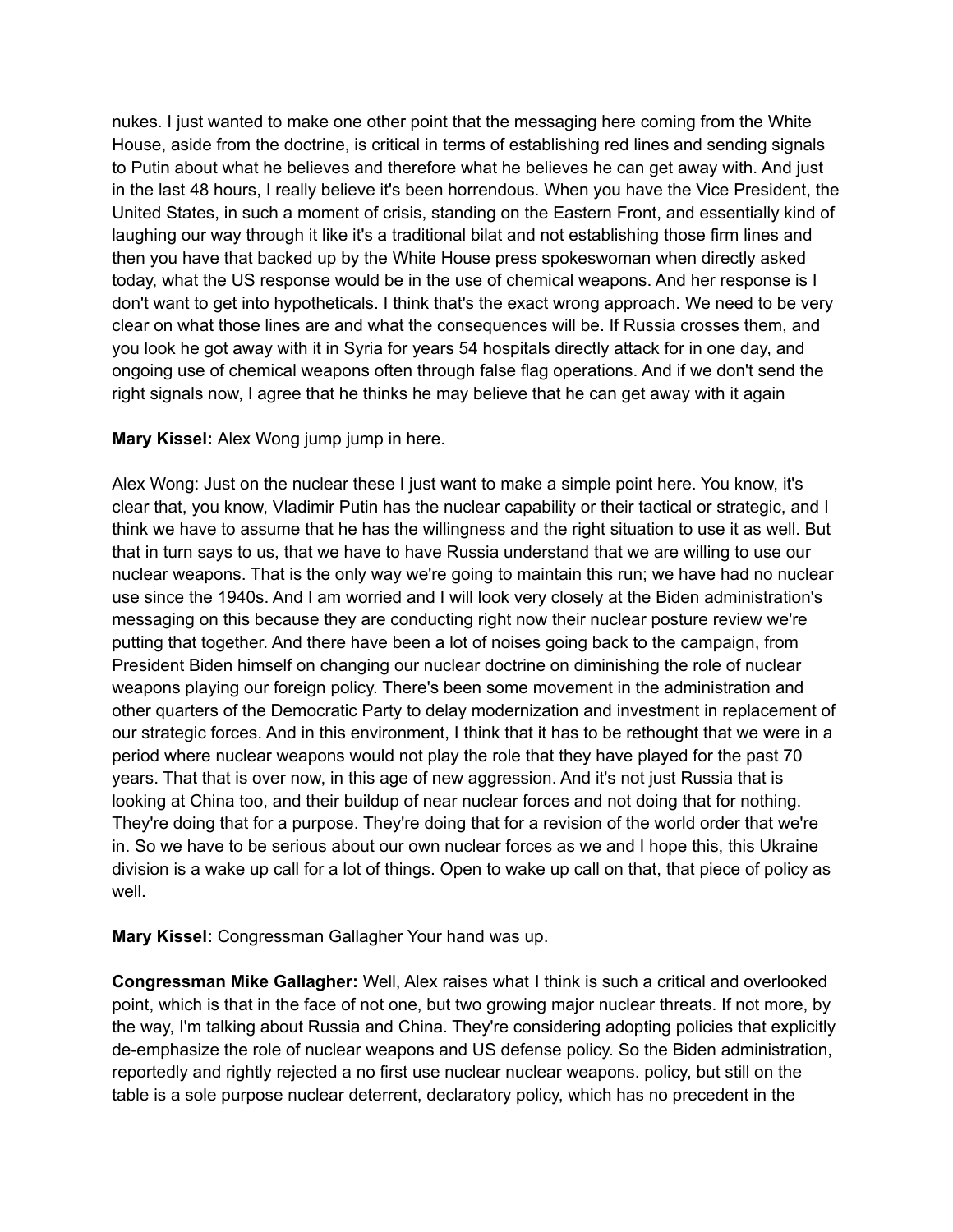nukes. I just wanted to make one other point that the messaging here coming from the White House, aside from the doctrine, is critical in terms of establishing red lines and sending signals to Putin about what he believes and therefore what he believes he can get away with. And just in the last 48 hours, I really believe it's been horrendous. When you have the Vice President, the United States, in such a moment of crisis, standing on the Eastern Front, and essentially kind of laughing our way through it like it's a traditional bilat and not establishing those firm lines and then you have that backed up by the White House press spokeswoman when directly asked today, what the US response would be in the use of chemical weapons. And her response is I don't want to get into hypotheticals. I think that's the exact wrong approach. We need to be very clear on what those lines are and what the consequences will be. If Russia crosses them, and you look he got away with it in Syria for years 54 hospitals directly attack for in one day, and ongoing use of chemical weapons often through false flag operations. And if we don't send the right signals now, I agree that he thinks he may believe that he can get away with it again

**Mary Kissel:** Alex Wong jump jump in here.

Alex Wong: Just on the nuclear these I just want to make a simple point here. You know, it's clear that, you know, Vladimir Putin has the nuclear capability or their tactical or strategic, and I think we have to assume that he has the willingness and the right situation to use it as well. But that in turn says to us, that we have to have Russia understand that we are willing to use our nuclear weapons. That is the only way we're going to maintain this run; we have had no nuclear use since the 1940s. And I am worried and I will look very closely at the Biden administration's messaging on this because they are conducting right now their nuclear posture review we're putting that together. And there have been a lot of noises going back to the campaign, from President Biden himself on changing our nuclear doctrine on diminishing the role of nuclear weapons playing our foreign policy. There's been some movement in the administration and other quarters of the Democratic Party to delay modernization and investment in replacement of our strategic forces. And in this environment, I think that it has to be rethought that we were in a period where nuclear weapons would not play the role that they have played for the past 70 years. That that is over now, in this age of new aggression. And it's not just Russia that is looking at China too, and their buildup of near nuclear forces and not doing that for nothing. They're doing that for a purpose. They're doing that for a revision of the world order that we're in. So we have to be serious about our own nuclear forces as we and I hope this, this Ukraine division is a wake up call for a lot of things. Open to wake up call on that, that piece of policy as well.

**Mary Kissel:** Congressman Gallagher Your hand was up.

**Congressman Mike Gallagher:** Well, Alex raises what I think is such a critical and overlooked point, which is that in the face of not one, but two growing major nuclear threats. If not more, by the way, I'm talking about Russia and China. They're considering adopting policies that explicitly de-emphasize the role of nuclear weapons and US defense policy. So the Biden administration, reportedly and rightly rejected a no first use nuclear nuclear weapons. policy, but still on the table is a sole purpose nuclear deterrent, declaratory policy, which has no precedent in the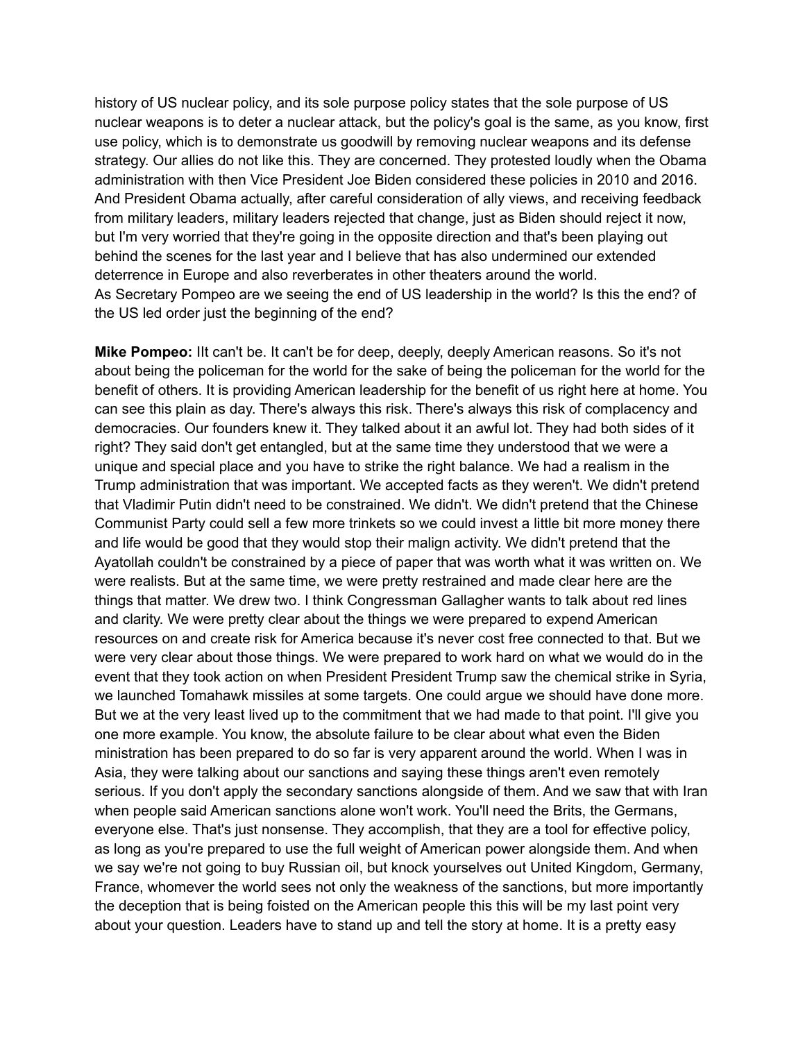history of US nuclear policy, and its sole purpose policy states that the sole purpose of US nuclear weapons is to deter a nuclear attack, but the policy's goal is the same, as you know, first use policy, which is to demonstrate us goodwill by removing nuclear weapons and its defense strategy. Our allies do not like this. They are concerned. They protested loudly when the Obama administration with then Vice President Joe Biden considered these policies in 2010 and 2016. And President Obama actually, after careful consideration of ally views, and receiving feedback from military leaders, military leaders rejected that change, just as Biden should reject it now, but I'm very worried that they're going in the opposite direction and that's been playing out behind the scenes for the last year and I believe that has also undermined our extended deterrence in Europe and also reverberates in other theaters around the world.
As Secretary Pompeo are we seeing the end of US leadership in the world? Is this the end? of the US led order just the beginning of the end?

**Mike Pompeo:** IIt can't be. It can't be for deep, deeply, deeply American reasons. So it's not about being the policeman for the world for the sake of being the policeman for the world for the benefit of others. It is providing American leadership for the benefit of us right here at home. You can see this plain as day. There's always this risk. There's always this risk of complacency and democracies. Our founders knew it. They talked about it an awful lot. They had both sides of it right? They said don't get entangled, but at the same time they understood that we were a unique and special place and you have to strike the right balance. We had a realism in the Trump administration that was important. We accepted facts as they weren't. We didn't pretend that Vladimir Putin didn't need to be constrained. We didn't. We didn't pretend that the Chinese Communist Party could sell a few more trinkets so we could invest a little bit more money there and life would be good that they would stop their malign activity. We didn't pretend that the Ayatollah couldn't be constrained by a piece of paper that was worth what it was written on. We were realists. But at the same time, we were pretty restrained and made clear here are the things that matter. We drew two. I think Congressman Gallagher wants to talk about red lines and clarity. We were pretty clear about the things we were prepared to expend American resources on and create risk for America because it's never cost free connected to that. But we were very clear about those things. We were prepared to work hard on what we would do in the event that they took action on when President President Trump saw the chemical strike in Syria, we launched Tomahawk missiles at some targets. One could argue we should have done more. But we at the very least lived up to the commitment that we had made to that point. I'll give you one more example. You know, the absolute failure to be clear about what even the Biden ministration has been prepared to do so far is very apparent around the world. When I was in Asia, they were talking about our sanctions and saying these things aren't even remotely serious. If you don't apply the secondary sanctions alongside of them. And we saw that with Iran when people said American sanctions alone won't work. You'll need the Brits, the Germans, everyone else. That's just nonsense. They accomplish, that they are a tool for effective policy, as long as you're prepared to use the full weight of American power alongside them. And when we say we're not going to buy Russian oil, but knock yourselves out United Kingdom, Germany, France, whomever the world sees not only the weakness of the sanctions, but more importantly the deception that is being foisted on the American people this this will be my last point very about your question. Leaders have to stand up and tell the story at home. It is a pretty easy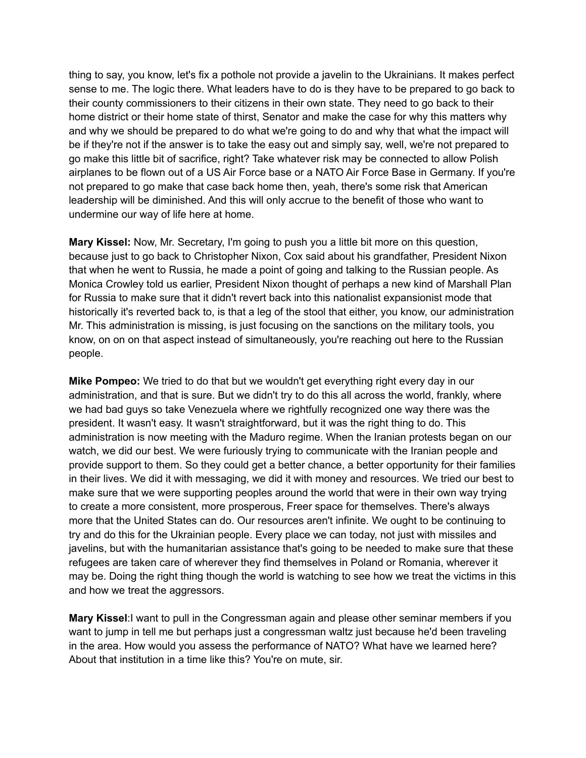thing to say, you know, let's fix a pothole not provide a javelin to the Ukrainians. It makes perfect sense to me. The logic there. What leaders have to do is they have to be prepared to go back to their county commissioners to their citizens in their own state. They need to go back to their home district or their home state of thirst, Senator and make the case for why this matters why and why we should be prepared to do what we're going to do and why that what the impact will be if they're not if the answer is to take the easy out and simply say, well, we're not prepared to go make this little bit of sacrifice, right? Take whatever risk may be connected to allow Polish airplanes to be flown out of a US Air Force base or a NATO Air Force Base in Germany. If you're not prepared to go make that case back home then, yeah, there's some risk that American leadership will be diminished. And this will only accrue to the benefit of those who want to undermine our way of life here at home.

**Mary Kissel:** Now, Mr. Secretary, I'm going to push you a little bit more on this question, because just to go back to Christopher Nixon, Cox said about his grandfather, President Nixon that when he went to Russia, he made a point of going and talking to the Russian people. As Monica Crowley told us earlier, President Nixon thought of perhaps a new kind of Marshall Plan for Russia to make sure that it didn't revert back into this nationalist expansionist mode that historically it's reverted back to, is that a leg of the stool that either, you know, our administration Mr. This administration is missing, is just focusing on the sanctions on the military tools, you know, on on on that aspect instead of simultaneously, you're reaching out here to the Russian people.

**Mike Pompeo:** We tried to do that but we wouldn't get everything right every day in our administration, and that is sure. But we didn't try to do this all across the world, frankly, where we had bad guys so take Venezuela where we rightfully recognized one way there was the president. It wasn't easy. It wasn't straightforward, but it was the right thing to do. This administration is now meeting with the Maduro regime. When the Iranian protests began on our watch, we did our best. We were furiously trying to communicate with the Iranian people and provide support to them. So they could get a better chance, a better opportunity for their families in their lives. We did it with messaging, we did it with money and resources. We tried our best to make sure that we were supporting peoples around the world that were in their own way trying to create a more consistent, more prosperous, Freer space for themselves. There's always more that the United States can do. Our resources aren't infinite. We ought to be continuing to try and do this for the Ukrainian people. Every place we can today, not just with missiles and javelins, but with the humanitarian assistance that's going to be needed to make sure that these refugees are taken care of wherever they find themselves in Poland or Romania, wherever it may be. Doing the right thing though the world is watching to see how we treat the victims in this and how we treat the aggressors.

**Mary Kissel**:I want to pull in the Congressman again and please other seminar members if you want to jump in tell me but perhaps just a congressman waltz just because he'd been traveling in the area. How would you assess the performance of NATO? What have we learned here? About that institution in a time like this? You're on mute, sir.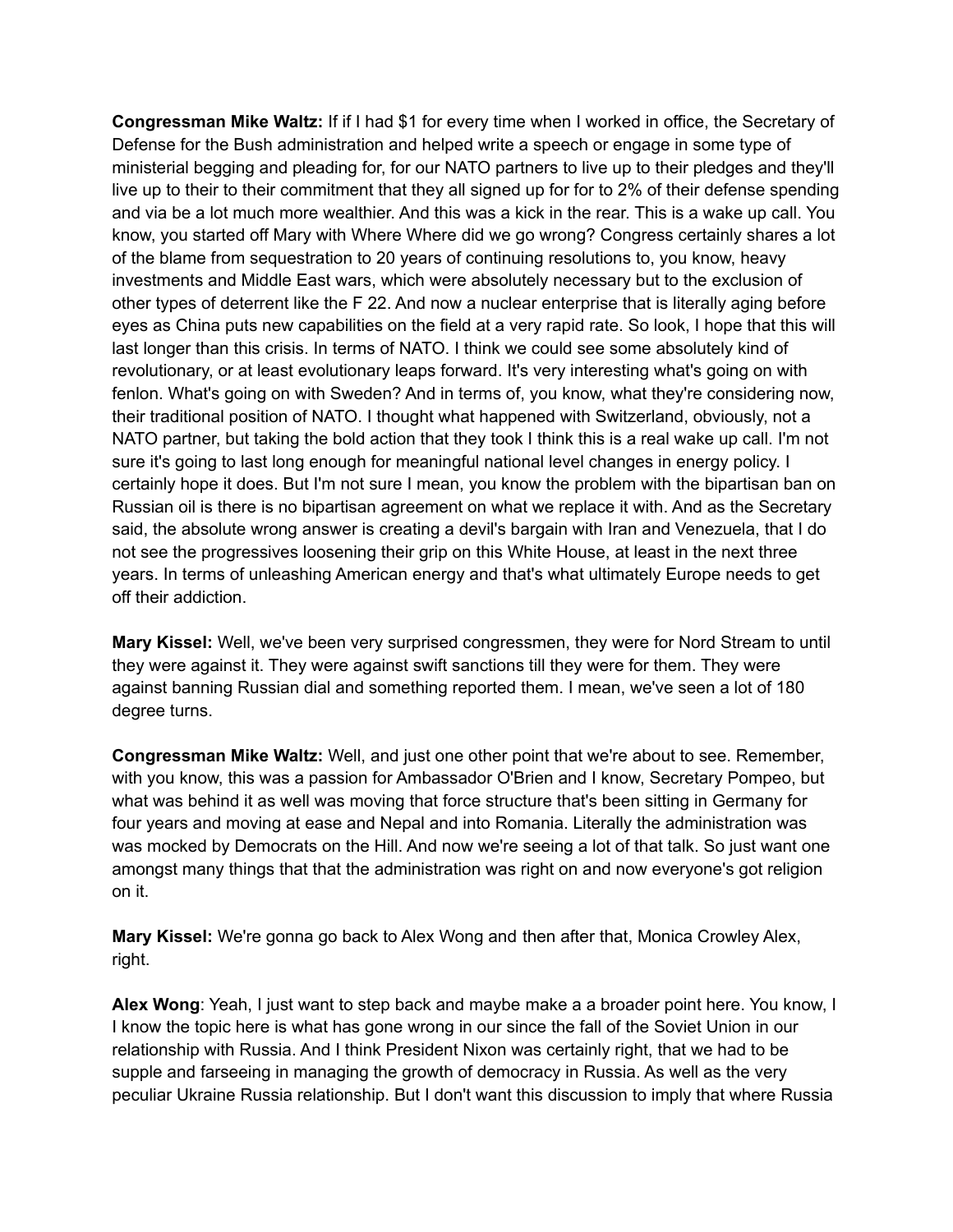**Congressman Mike Waltz:** If if I had $1 for every time when I worked in office, the Secretary of Defense for the Bush administration and helped write a speech or engage in some type of ministerial begging and pleading for, for our NATO partners to live up to their pledges and they'll live up to their to their commitment that they all signed up for for to 2% of their defense spending and via be a lot much more wealthier. And this was a kick in the rear. This is a wake up call. You know, you started off Mary with Where Where did we go wrong? Congress certainly shares a lot of the blame from sequestration to 20 years of continuing resolutions to, you know, heavy investments and Middle East wars, which were absolutely necessary but to the exclusion of other types of deterrent like the F 22. And now a nuclear enterprise that is literally aging before eyes as China puts new capabilities on the field at a very rapid rate. So look, I hope that this will last longer than this crisis. In terms of NATO. I think we could see some absolutely kind of revolutionary, or at least evolutionary leaps forward. It's very interesting what's going on with fenlon. What's going on with Sweden? And in terms of, you know, what they're considering now, their traditional position of NATO. I thought what happened with Switzerland, obviously, not a NATO partner, but taking the bold action that they took I think this is a real wake up call. I'm not sure it's going to last long enough for meaningful national level changes in energy policy. I certainly hope it does. But I'm not sure I mean, you know the problem with the bipartisan ban on Russian oil is there is no bipartisan agreement on what we replace it with. And as the Secretary said, the absolute wrong answer is creating a devil's bargain with Iran and Venezuela, that I do not see the progressives loosening their grip on this White House, at least in the next three years. In terms of unleashing American energy and that's what ultimately Europe needs to get off their addiction.

**Mary Kissel:** Well, we've been very surprised congressmen, they were for Nord Stream to until they were against it. They were against swift sanctions till they were for them. They were against banning Russian dial and something reported them. I mean, we've seen a lot of 180 degree turns.

**Congressman Mike Waltz:** Well, and just one other point that we're about to see. Remember, with you know, this was a passion for Ambassador O'Brien and I know, Secretary Pompeo, but what was behind it as well was moving that force structure that's been sitting in Germany for four years and moving at ease and Nepal and into Romania. Literally the administration was was mocked by Democrats on the Hill. And now we're seeing a lot of that talk. So just want one amongst many things that that the administration was right on and now everyone's got religion on it.

**Mary Kissel:** We're gonna go back to Alex Wong and then after that, Monica Crowley Alex, right.

**Alex Wong**: Yeah, I just want to step back and maybe make a a broader point here. You know, I I know the topic here is what has gone wrong in our since the fall of the Soviet Union in our relationship with Russia. And I think President Nixon was certainly right, that we had to be supple and farseeing in managing the growth of democracy in Russia. As well as the very peculiar Ukraine Russia relationship. But I don't want this discussion to imply that where Russia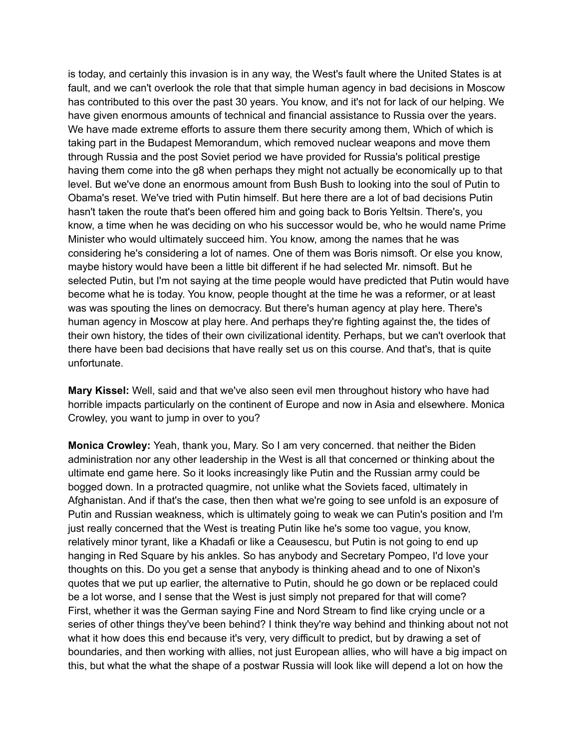is today, and certainly this invasion is in any way, the West's fault where the United States is at fault, and we can't overlook the role that that simple human agency in bad decisions in Moscow has contributed to this over the past 30 years. You know, and it's not for lack of our helping. We have given enormous amounts of technical and financial assistance to Russia over the years. We have made extreme efforts to assure them there security among them, Which of which is taking part in the Budapest Memorandum, which removed nuclear weapons and move them through Russia and the post Soviet period we have provided for Russia's political prestige having them come into the g8 when perhaps they might not actually be economically up to that level. But we've done an enormous amount from Bush Bush to looking into the soul of Putin to Obama's reset. We've tried with Putin himself. But here there are a lot of bad decisions Putin hasn't taken the route that's been offered him and going back to Boris Yeltsin. There's, you know, a time when he was deciding on who his successor would be, who he would name Prime Minister who would ultimately succeed him. You know, among the names that he was considering he's considering a lot of names. One of them was Boris nimsoft. Or else you know, maybe history would have been a little bit different if he had selected Mr. nimsoft. But he selected Putin, but I'm not saying at the time people would have predicted that Putin would have become what he is today. You know, people thought at the time he was a reformer, or at least was was spouting the lines on democracy. But there's human agency at play here. There's human agency in Moscow at play here. And perhaps they're fighting against the, the tides of their own history, the tides of their own civilizational identity. Perhaps, but we can't overlook that there have been bad decisions that have really set us on this course. And that's, that is quite unfortunate.

**Mary Kissel:** Well, said and that we've also seen evil men throughout history who have had horrible impacts particularly on the continent of Europe and now in Asia and elsewhere. Monica Crowley, you want to jump in over to you?

**Monica Crowley:** Yeah, thank you, Mary. So I am very concerned. that neither the Biden administration nor any other leadership in the West is all that concerned or thinking about the ultimate end game here. So it looks increasingly like Putin and the Russian army could be bogged down. In a protracted quagmire, not unlike what the Soviets faced, ultimately in Afghanistan. And if that's the case, then then what we're going to see unfold is an exposure of Putin and Russian weakness, which is ultimately going to weak we can Putin's position and I'm just really concerned that the West is treating Putin like he's some too vague, you know, relatively minor tyrant, like a Khadafi or like a Ceausescu, but Putin is not going to end up hanging in Red Square by his ankles. So has anybody and Secretary Pompeo, I'd love your thoughts on this. Do you get a sense that anybody is thinking ahead and to one of Nixon's quotes that we put up earlier, the alternative to Putin, should he go down or be replaced could be a lot worse, and I sense that the West is just simply not prepared for that will come?
First, whether it was the German saying Fine and Nord Stream to find like crying uncle or a series of other things they've been behind? I think they're way behind and thinking about not not what it how does this end because it's very, very difficult to predict, but by drawing a set of boundaries, and then working with allies, not just European allies, who will have a big impact on this, but what the what the shape of a postwar Russia will look like will depend a lot on how the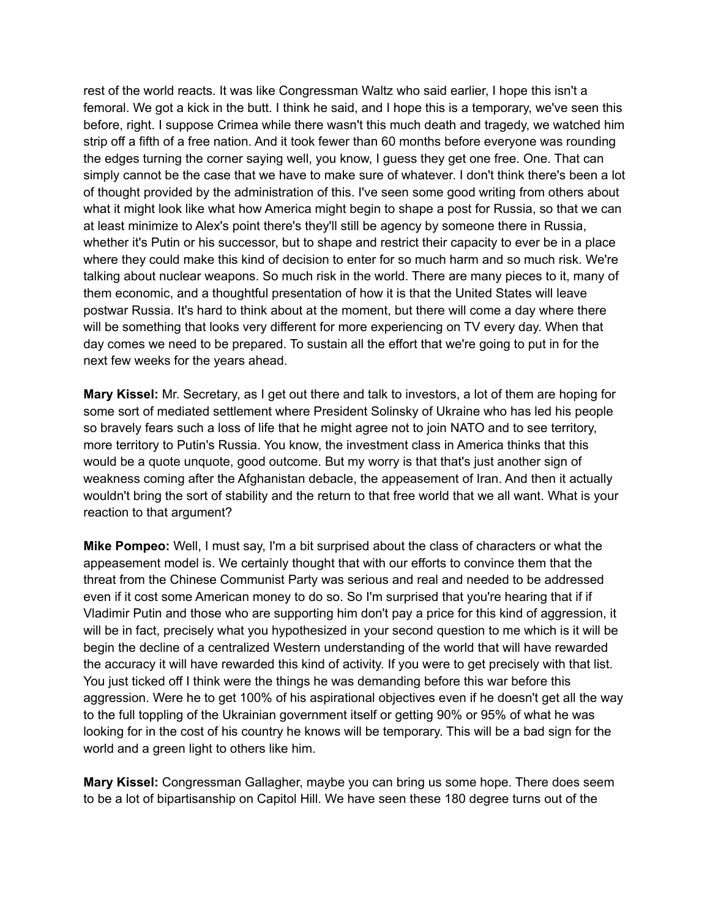rest of the world reacts. It was like Congressman Waltz who said earlier, I hope this isn't a femoral. We got a kick in the butt. I think he said, and I hope this is a temporary, we've seen this before, right. I suppose Crimea while there wasn't this much death and tragedy, we watched him strip off a fifth of a free nation. And it took fewer than 60 months before everyone was rounding the edges turning the corner saying well, you know, I guess they get one free. One. That can simply cannot be the case that we have to make sure of whatever. I don't think there's been a lot of thought provided by the administration of this. I've seen some good writing from others about what it might look like what how America might begin to shape a post for Russia, so that we can at least minimize to Alex's point there's they'll still be agency by someone there in Russia, whether it's Putin or his successor, but to shape and restrict their capacity to ever be in a place where they could make this kind of decision to enter for so much harm and so much risk. We're talking about nuclear weapons. So much risk in the world. There are many pieces to it, many of them economic, and a thoughtful presentation of how it is that the United States will leave postwar Russia. It's hard to think about at the moment, but there will come a day where there will be something that looks very different for more experiencing on TV every day. When that day comes we need to be prepared. To sustain all the effort that we're going to put in for the next few weeks for the years ahead.

**Mary Kissel:** Mr. Secretary, as I get out there and talk to investors, a lot of them are hoping for some sort of mediated settlement where President Solinsky of Ukraine who has led his people so bravely fears such a loss of life that he might agree not to join NATO and to see territory, more territory to Putin's Russia. You know, the investment class in America thinks that this would be a quote unquote, good outcome. But my worry is that that's just another sign of weakness coming after the Afghanistan debacle, the appeasement of Iran. And then it actually wouldn't bring the sort of stability and the return to that free world that we all want. What is your reaction to that argument?

**Mike Pompeo:** Well, I must say, I'm a bit surprised about the class of characters or what the appeasement model is. We certainly thought that with our efforts to convince them that the threat from the Chinese Communist Party was serious and real and needed to be addressed even if it cost some American money to do so. So I'm surprised that you're hearing that if if Vladimir Putin and those who are supporting him don't pay a price for this kind of aggression, it will be in fact, precisely what you hypothesized in your second question to me which is it will be begin the decline of a centralized Western understanding of the world that will have rewarded the accuracy it will have rewarded this kind of activity. If you were to get precisely with that list. You just ticked off I think were the things he was demanding before this war before this aggression. Were he to get 100% of his aspirational objectives even if he doesn't get all the way to the full toppling of the Ukrainian government itself or getting 90% or 95% of what he was looking for in the cost of his country he knows will be temporary. This will be a bad sign for the world and a green light to others like him.

**Mary Kissel:** Congressman Gallagher, maybe you can bring us some hope. There does seem to be a lot of bipartisanship on Capitol Hill. We have seen these 180 degree turns out of the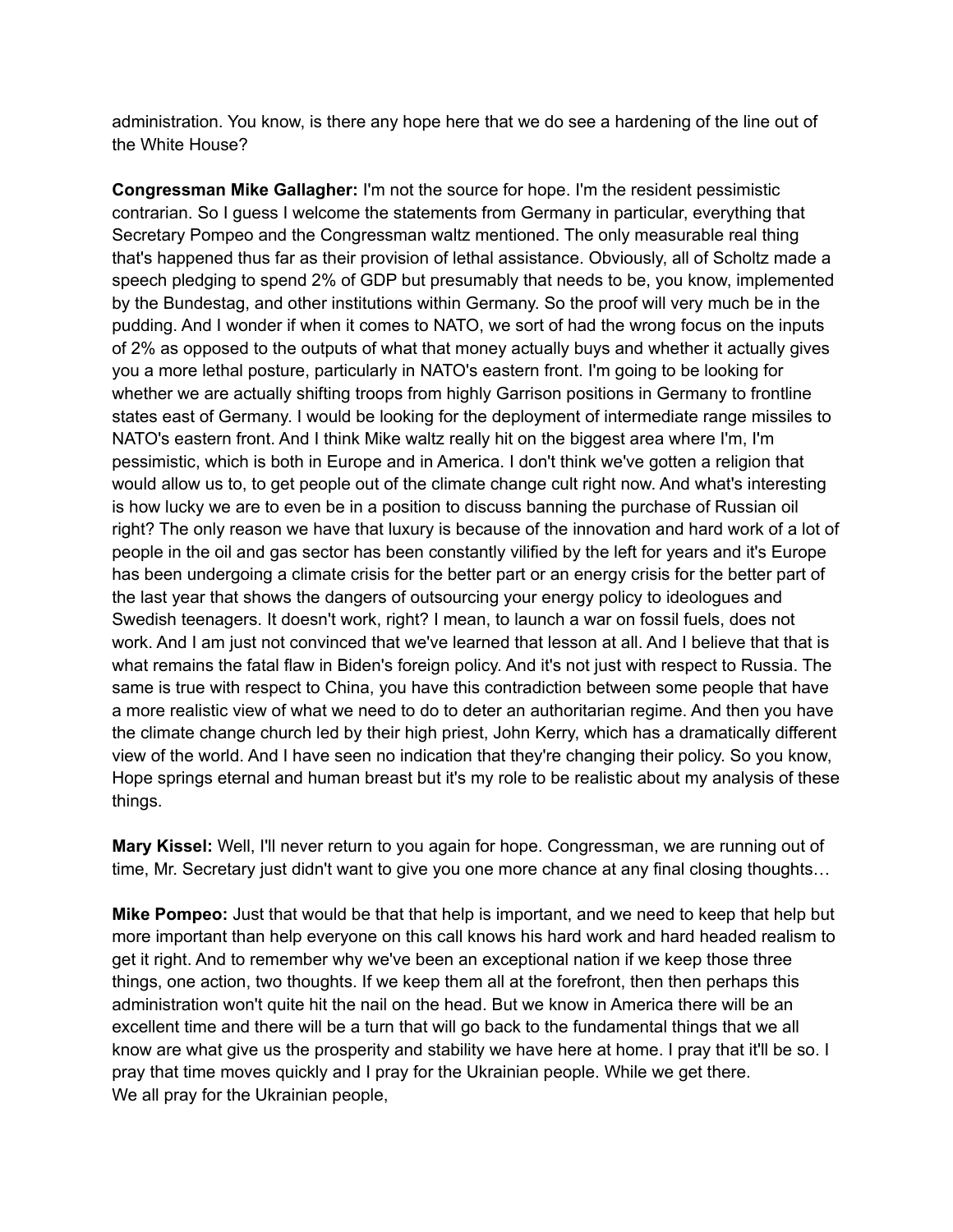administration. You know, is there any hope here that we do see a hardening of the line out of the White House?

**Congressman Mike Gallagher:** I'm not the source for hope. I'm the resident pessimistic contrarian. So I guess I welcome the statements from Germany in particular, everything that Secretary Pompeo and the Congressman waltz mentioned. The only measurable real thing that's happened thus far as their provision of lethal assistance. Obviously, all of Scholtz made a speech pledging to spend 2% of GDP but presumably that needs to be, you know, implemented by the Bundestag, and other institutions within Germany. So the proof will very much be in the pudding. And I wonder if when it comes to NATO, we sort of had the wrong focus on the inputs of 2% as opposed to the outputs of what that money actually buys and whether it actually gives you a more lethal posture, particularly in NATO's eastern front. I'm going to be looking for whether we are actually shifting troops from highly Garrison positions in Germany to frontline states east of Germany. I would be looking for the deployment of intermediate range missiles to NATO's eastern front. And I think Mike waltz really hit on the biggest area where I'm, I'm pessimistic, which is both in Europe and in America. I don't think we've gotten a religion that would allow us to, to get people out of the climate change cult right now. And what's interesting is how lucky we are to even be in a position to discuss banning the purchase of Russian oil right? The only reason we have that luxury is because of the innovation and hard work of a lot of people in the oil and gas sector has been constantly vilified by the left for years and it's Europe has been undergoing a climate crisis for the better part or an energy crisis for the better part of the last year that shows the dangers of outsourcing your energy policy to ideologues and Swedish teenagers. It doesn't work, right? I mean, to launch a war on fossil fuels, does not work. And I am just not convinced that we've learned that lesson at all. And I believe that that is what remains the fatal flaw in Biden's foreign policy. And it's not just with respect to Russia. The same is true with respect to China, you have this contradiction between some people that have a more realistic view of what we need to do to deter an authoritarian regime. And then you have the climate change church led by their high priest, John Kerry, which has a dramatically different view of the world. And I have seen no indication that they're changing their policy. So you know, Hope springs eternal and human breast but it's my role to be realistic about my analysis of these things.

**Mary Kissel:** Well, I'll never return to you again for hope. Congressman, we are running out of time, Mr. Secretary just didn't want to give you one more chance at any final closing thoughts…

**Mike Pompeo:** Just that would be that that help is important, and we need to keep that help but more important than help everyone on this call knows his hard work and hard headed realism to get it right. And to remember why we've been an exceptional nation if we keep those three things, one action, two thoughts. If we keep them all at the forefront, then then perhaps this administration won't quite hit the nail on the head. But we know in America there will be an excellent time and there will be a turn that will go back to the fundamental things that we all know are what give us the prosperity and stability we have here at home. I pray that it'll be so. I pray that time moves quickly and I pray for the Ukrainian people. While we get there.
We all pray for the Ukrainian people,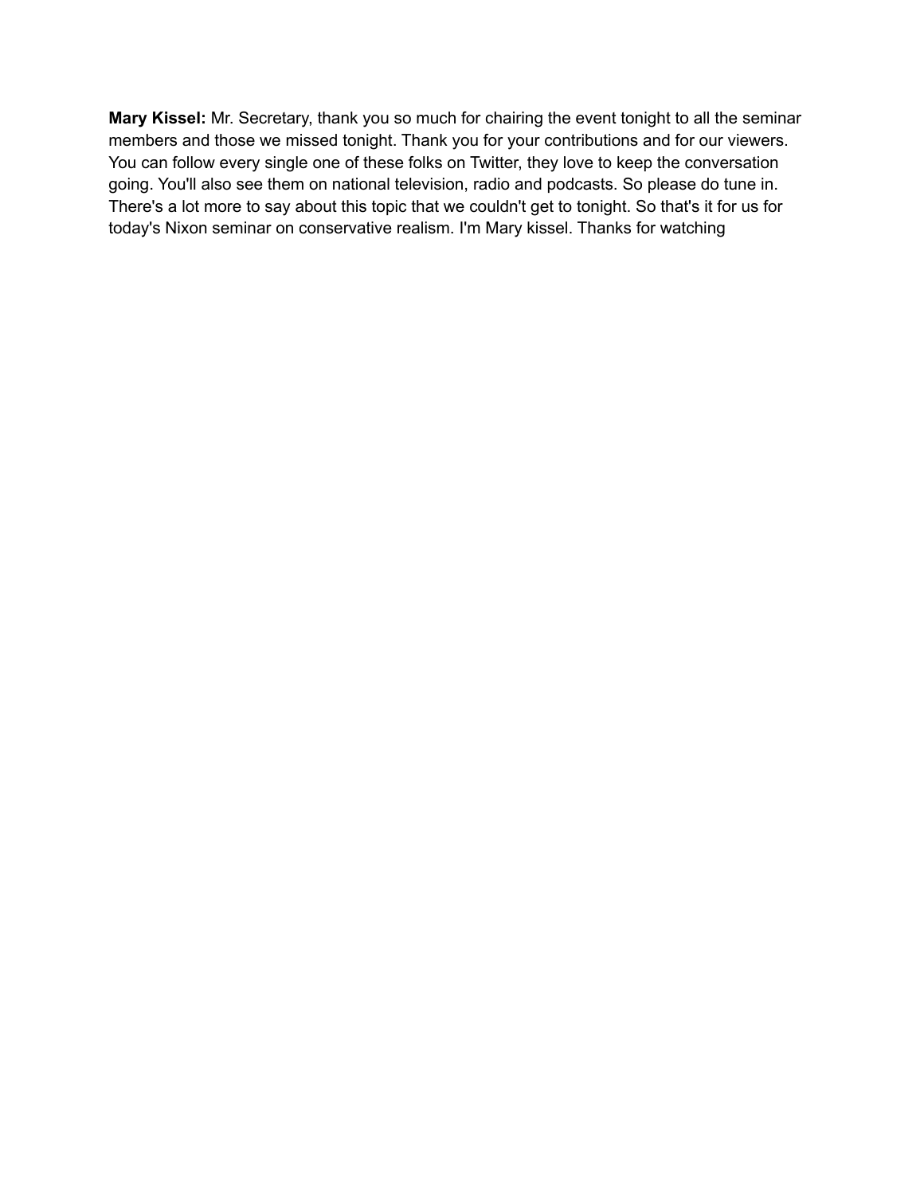**Mary Kissel:** Mr. Secretary, thank you so much for chairing the event tonight to all the seminar members and those we missed tonight. Thank you for your contributions and for our viewers. You can follow every single one of these folks on Twitter, they love to keep the conversation going. You'll also see them on national television, radio and podcasts. So please do tune in. There's a lot more to say about this topic that we couldn't get to tonight. So that's it for us for today's Nixon seminar on conservative realism. I'm Mary kissel. Thanks for watching